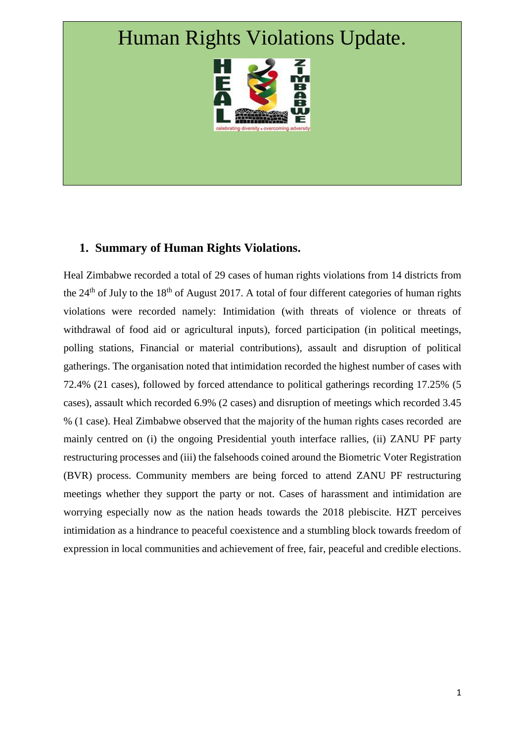# Human Rights Violations Update.

## 1. Summary of Human Rights Violations.

Heal Zimbabwe recorded a total of 29 cases of human rights violations from 14 districts from the 24th of July to the 18th of August 2017. A total of four different categories of human rights violations were recorded namely: Intimidation (with threats of violence or threats of withdrawal of food aid or agricultural inputs), forced participation (in political meetings, polling stations, Financial or material contributions), assault and disruption of political gatherings. The organisation noted that intimidation recorded the highest number of cases with 72.4% (21 cases), followed by forced attendance to political gatherings recording 17.25% (5 cases), assault which recorded 6.9% (2 cases) and disruption of meetings which recorded 3.45 % (1 case). Heal Zimbabwe observed that the majority of the human rights cases recorded are mainly centred on (i) the ongoing Presidential youth interface rallies, (ii) ZANU PF party restructuring processes and (iii) the falsehoods coined around the Biometric Voter Registration (BVR) process. Community members are being forced to attend ZANU PF restructuring meetings whether they support the party or not. Cases of harassment and intimidation are worrying especially now as the nation heads towards the 2018 plebiscite. HZT perceives intimidation as a hindrance to peaceful coexistence and a stumbling block towards freedom of expression in local communities and achievement of free, fair, peaceful and credible elections.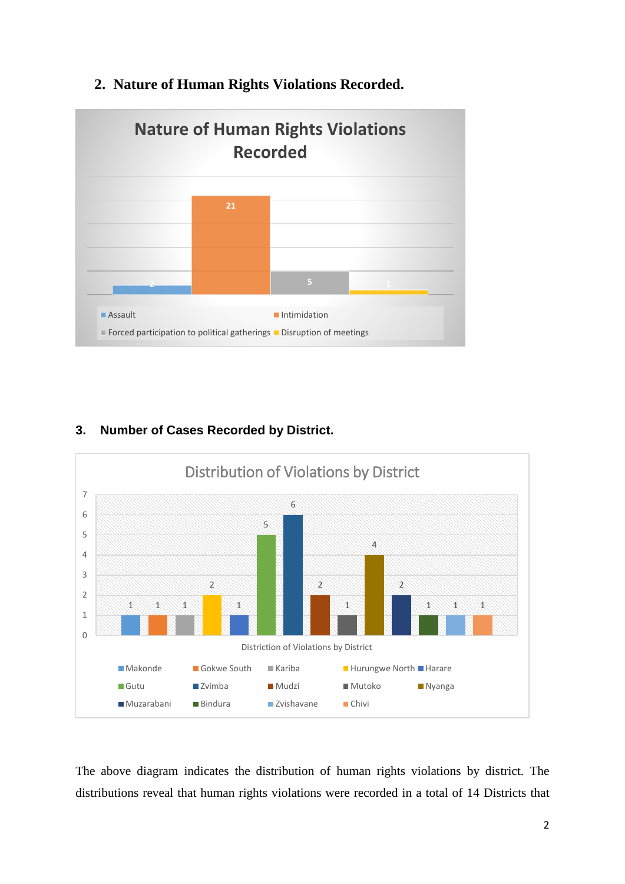## 2. Nature of Human Rights Violations Recorded.

Nature of Human Rights Violations Recorded

| Category | Count |
|---|---|
| Assault | 2 |
| Intimidation | 21 |
| Forced participation to political gatherings | 5 |
| Disruption of meetings | 1 |

## 3. Number of Cases Recorded by District.

Distribution of Violations by District

| District | Count |
|---|---|
| Makonde | 1 |
| Gokwe South | 1 |
| Kariba | 1 |
| Hurungwe North | 2 |
| Harare | 1 |
| Gutu | 5 |
| Zvimba | 6 |
| Mudzi | 2 |
| Mutoko | 1 |
| Nyanga | 4 |
| Muzarabani | 2 |
| Bindura | 1 |
| Zvishavane | 1 |
| Chivi | 1 |

Distriction of Violations by District

The above diagram indicates the distribution of human rights violations by district. The distributions reveal that human rights violations were recorded in a total of 14 Districts that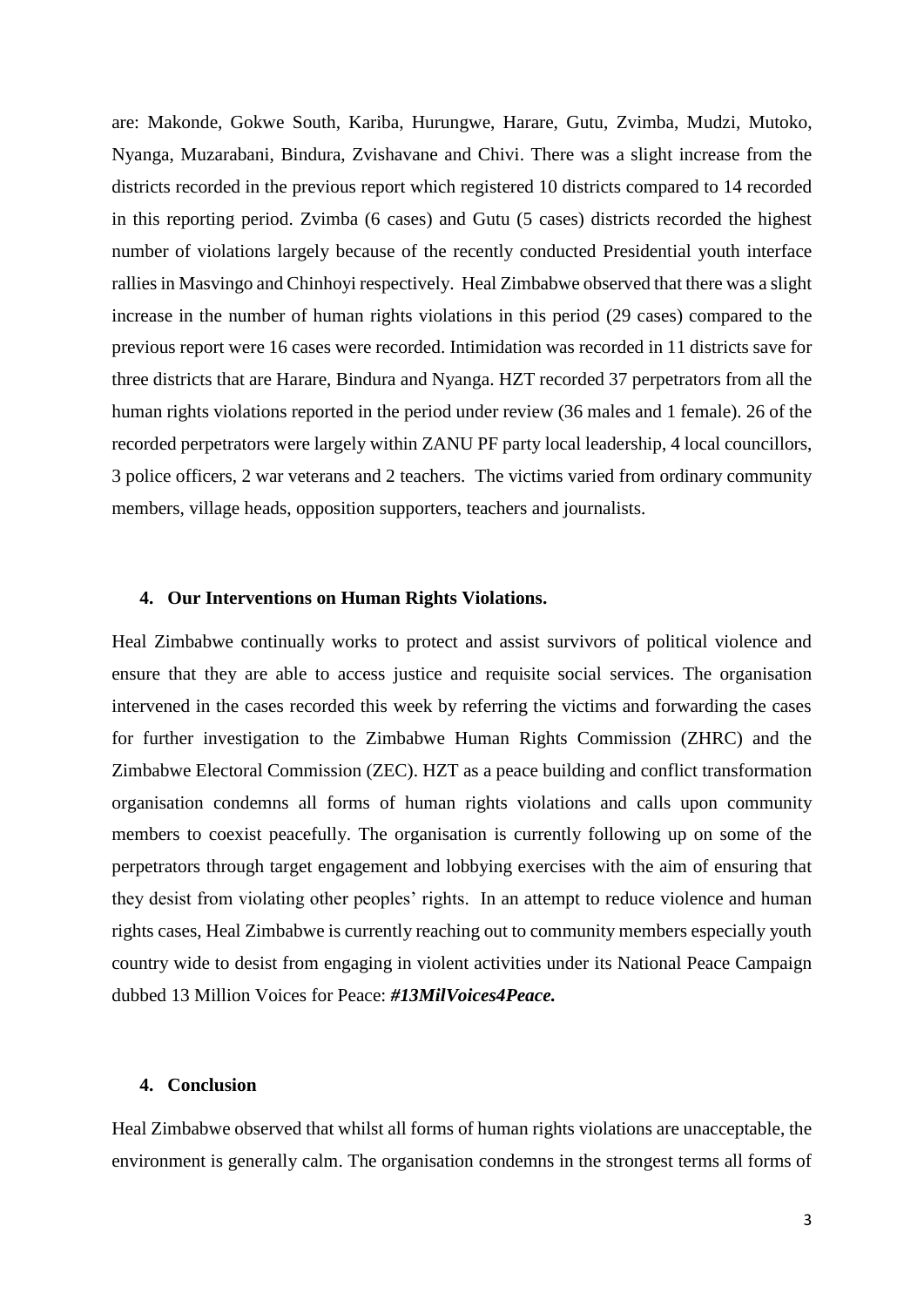are: Makonde, Gokwe South, Kariba, Hurungwe, Harare, Gutu, Zvimba, Mudzi, Mutoko, Nyanga, Muzarabani, Bindura, Zvishavane and Chivi. There was a slight increase from the districts recorded in the previous report which registered 10 districts compared to 14 recorded in this reporting period. Zvimba (6 cases) and Gutu (5 cases) districts recorded the highest number of violations largely because of the recently conducted Presidential youth interface rallies in Masvingo and Chinhoyi respectively. Heal Zimbabwe observed that there was a slight increase in the number of human rights violations in this period (29 cases) compared to the previous report were 16 cases were recorded. Intimidation was recorded in 11 districts save for three districts that are Harare, Bindura and Nyanga. HZT recorded 37 perpetrators from all the human rights violations reported in the period under review (36 males and 1 female). 26 of the recorded perpetrators were largely within ZANU PF party local leadership, 4 local councillors, 3 police officers, 2 war veterans and 2 teachers. The victims varied from ordinary community members, village heads, opposition supporters, teachers and journalists.

## 4. Our Interventions on Human Rights Violations.

Heal Zimbabwe continually works to protect and assist survivors of political violence and ensure that they are able to access justice and requisite social services. The organisation intervened in the cases recorded this week by referring the victims and forwarding the cases for further investigation to the Zimbabwe Human Rights Commission (ZHRC) and the Zimbabwe Electoral Commission (ZEC). HZT as a peace building and conflict transformation organisation condemns all forms of human rights violations and calls upon community members to coexist peacefully. The organisation is currently following up on some of the perpetrators through target engagement and lobbying exercises with the aim of ensuring that they desist from violating other peoples' rights. In an attempt to reduce violence and human rights cases, Heal Zimbabwe is currently reaching out to community members especially youth country wide to desist from engaging in violent activities under its National Peace Campaign dubbed 13 Million Voices for Peace: ***#13MilVoices4Peace.***

## 4. Conclusion

Heal Zimbabwe observed that whilst all forms of human rights violations are unacceptable, the environment is generally calm. The organisation condemns in the strongest terms all forms of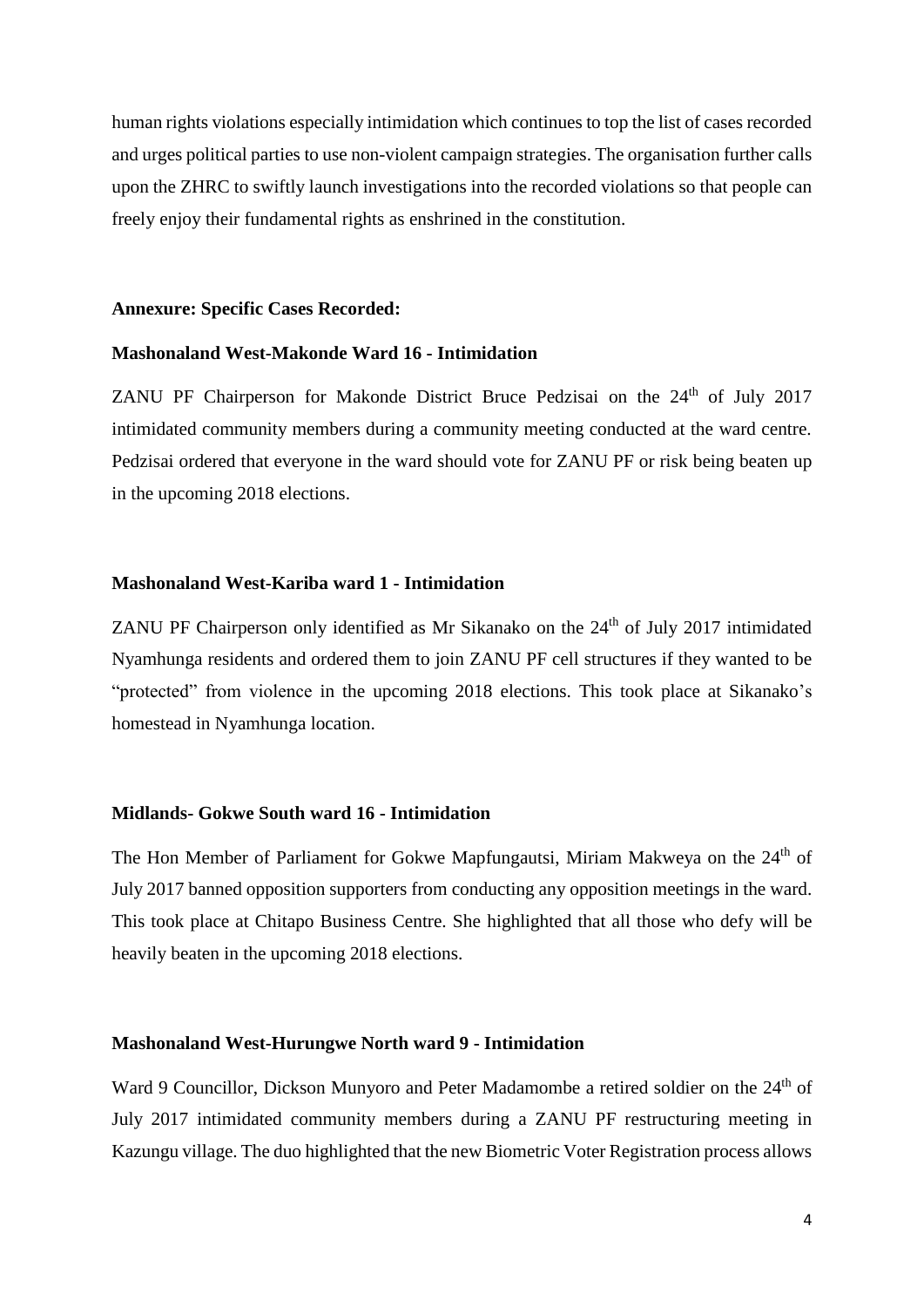human rights violations especially intimidation which continues to top the list of cases recorded and urges political parties to use non-violent campaign strategies. The organisation further calls upon the ZHRC to swiftly launch investigations into the recorded violations so that people can freely enjoy their fundamental rights as enshrined in the constitution.

**Annexure: Specific Cases Recorded:**

**Mashonaland West-Makonde Ward 16 - Intimidation**

ZANU PF Chairperson for Makonde District Bruce Pedzisai on the 24th of July 2017 intimidated community members during a community meeting conducted at the ward centre. Pedzisai ordered that everyone in the ward should vote for ZANU PF or risk being beaten up in the upcoming 2018 elections.

**Mashonaland West-Kariba ward 1 - Intimidation**

ZANU PF Chairperson only identified as Mr Sikanako on the 24th of July 2017 intimidated Nyamhunga residents and ordered them to join ZANU PF cell structures if they wanted to be "protected" from violence in the upcoming 2018 elections. This took place at Sikanako's homestead in Nyamhunga location.

**Midlands- Gokwe South ward 16 - Intimidation**

The Hon Member of Parliament for Gokwe Mapfungautsi, Miriam Makweya on the 24th of July 2017 banned opposition supporters from conducting any opposition meetings in the ward. This took place at Chitapo Business Centre. She highlighted that all those who defy will be heavily beaten in the upcoming 2018 elections.

**Mashonaland West-Hurungwe North ward 9 - Intimidation**

Ward 9 Councillor, Dickson Munyoro and Peter Madamombe a retired soldier on the 24th of July 2017 intimidated community members during a ZANU PF restructuring meeting in Kazungu village. The duo highlighted that the new Biometric Voter Registration process allows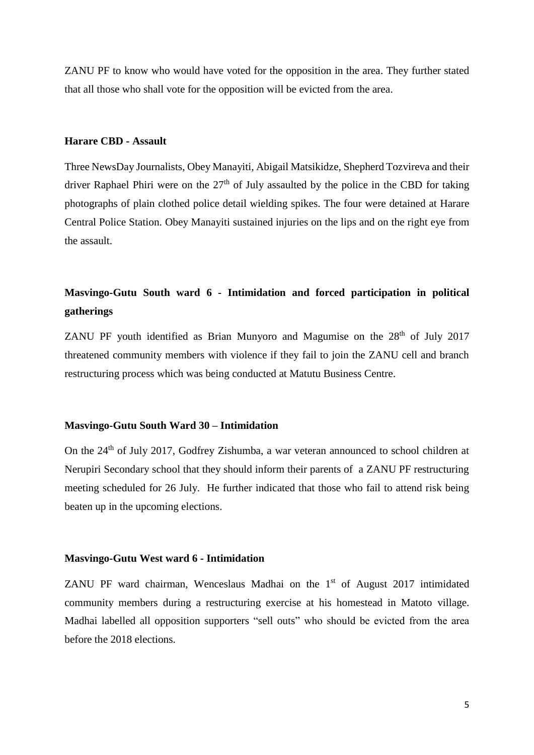ZANU PF to know who would have voted for the opposition in the area. They further stated that all those who shall vote for the opposition will be evicted from the area.

**Harare CBD - Assault**

Three NewsDay Journalists, Obey Manayiti, Abigail Matsikidze, Shepherd Tozvireva and their driver Raphael Phiri were on the 27th of July assaulted by the police in the CBD for taking photographs of plain clothed police detail wielding spikes. The four were detained at Harare Central Police Station. Obey Manayiti sustained injuries on the lips and on the right eye from the assault.

**Masvingo-Gutu South ward 6 - Intimidation and forced participation in political gatherings**

ZANU PF youth identified as Brian Munyoro and Magumise on the 28th of July 2017 threatened community members with violence if they fail to join the ZANU cell and branch restructuring process which was being conducted at Matutu Business Centre.

**Masvingo-Gutu South Ward 30 – Intimidation**

On the 24th of July 2017, Godfrey Zishumba, a war veteran announced to school children at Nerupiri Secondary school that they should inform their parents of a ZANU PF restructuring meeting scheduled for 26 July. He further indicated that those who fail to attend risk being beaten up in the upcoming elections.

**Masvingo-Gutu West ward 6 - Intimidation**

ZANU PF ward chairman, Wenceslaus Madhai on the 1st of August 2017 intimidated community members during a restructuring exercise at his homestead in Matoto village. Madhai labelled all opposition supporters "sell outs" who should be evicted from the area before the 2018 elections.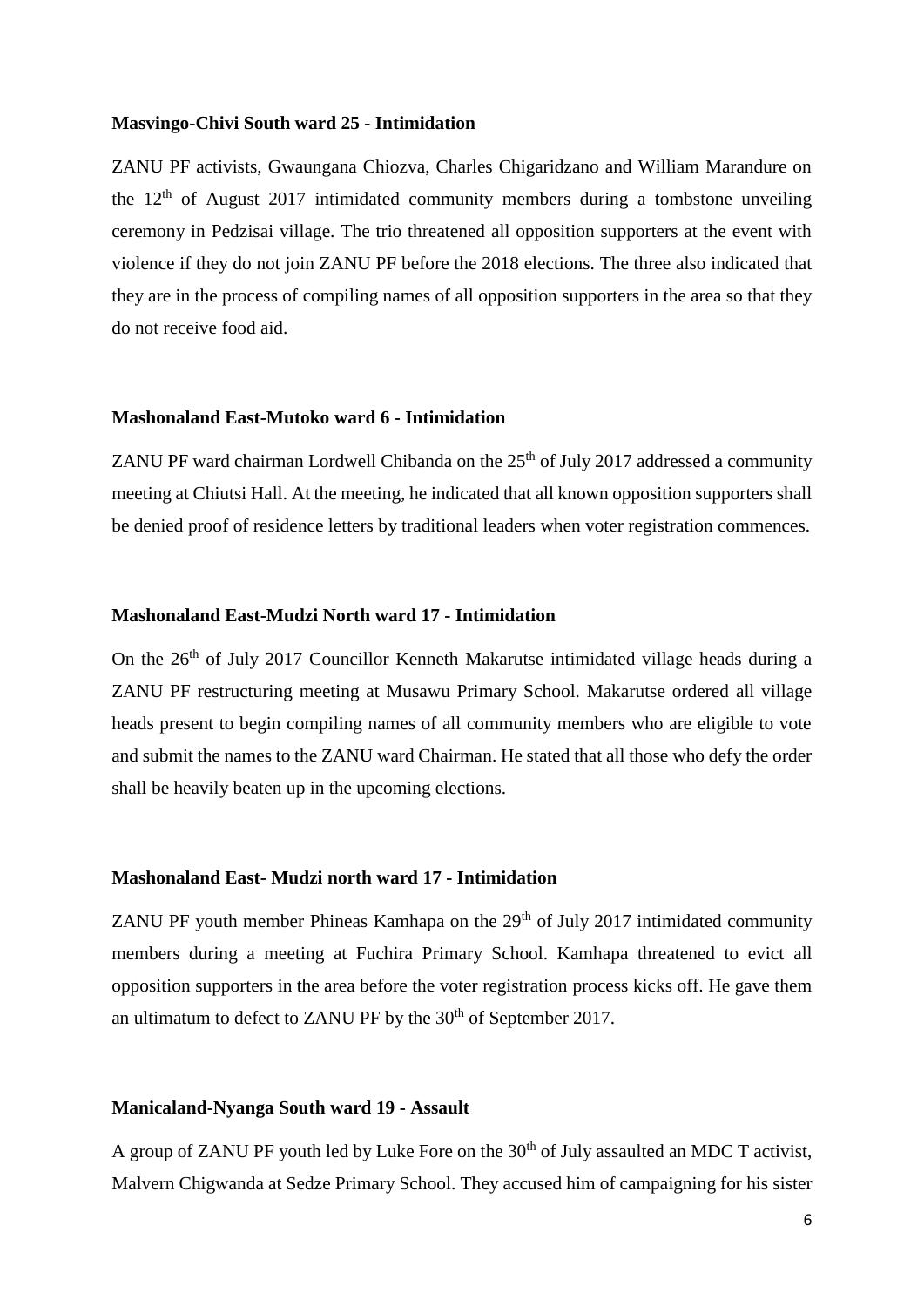**Masvingo-Chivi South ward 25 - Intimidation**

ZANU PF activists, Gwaungana Chiozva, Charles Chigaridzano and William Marandure on the 12th of August 2017 intimidated community members during a tombstone unveiling ceremony in Pedzisai village. The trio threatened all opposition supporters at the event with violence if they do not join ZANU PF before the 2018 elections. The three also indicated that they are in the process of compiling names of all opposition supporters in the area so that they do not receive food aid.

**Mashonaland East-Mutoko ward 6 - Intimidation**

ZANU PF ward chairman Lordwell Chibanda on the 25th of July 2017 addressed a community meeting at Chiutsi Hall. At the meeting, he indicated that all known opposition supporters shall be denied proof of residence letters by traditional leaders when voter registration commences.

**Mashonaland East-Mudzi North ward 17 - Intimidation**

On the 26th of July 2017 Councillor Kenneth Makarutse intimidated village heads during a ZANU PF restructuring meeting at Musawu Primary School. Makarutse ordered all village heads present to begin compiling names of all community members who are eligible to vote and submit the names to the ZANU ward Chairman. He stated that all those who defy the order shall be heavily beaten up in the upcoming elections.

**Mashonaland East- Mudzi north ward 17 - Intimidation**

ZANU PF youth member Phineas Kamhapa on the 29th of July 2017 intimidated community members during a meeting at Fuchira Primary School. Kamhapa threatened to evict all opposition supporters in the area before the voter registration process kicks off. He gave them an ultimatum to defect to ZANU PF by the 30th of September 2017.

**Manicaland-Nyanga South ward 19 - Assault**

A group of ZANU PF youth led by Luke Fore on the 30th of July assaulted an MDC T activist, Malvern Chigwanda at Sedze Primary School. They accused him of campaigning for his sister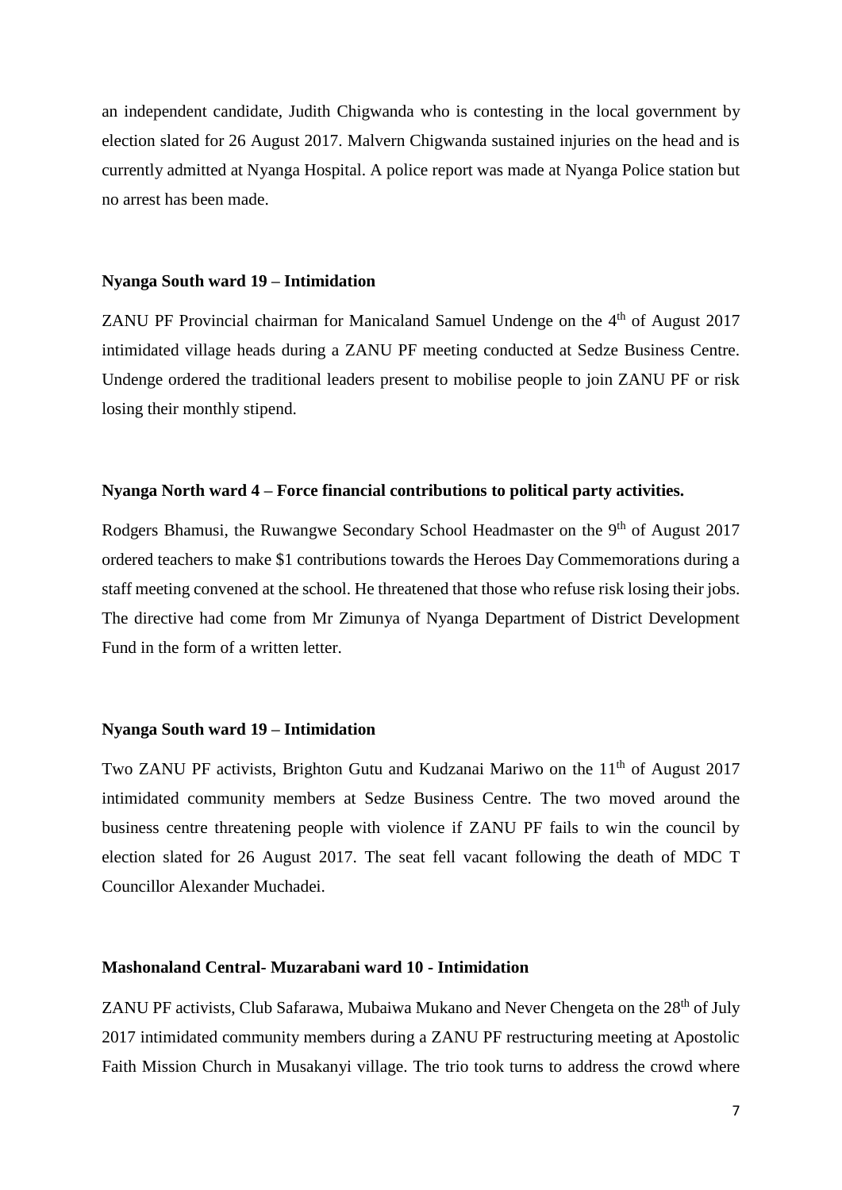an independent candidate, Judith Chigwanda who is contesting in the local government by election slated for 26 August 2017. Malvern Chigwanda sustained injuries on the head and is currently admitted at Nyanga Hospital. A police report was made at Nyanga Police station but no arrest has been made.

**Nyanga South ward 19 – Intimidation**

ZANU PF Provincial chairman for Manicaland Samuel Undenge on the 4th of August 2017 intimidated village heads during a ZANU PF meeting conducted at Sedze Business Centre. Undenge ordered the traditional leaders present to mobilise people to join ZANU PF or risk losing their monthly stipend.

**Nyanga North ward 4 – Force financial contributions to political party activities.**

Rodgers Bhamusi, the Ruwangwe Secondary School Headmaster on the 9th of August 2017 ordered teachers to make $1 contributions towards the Heroes Day Commemorations during a staff meeting convened at the school. He threatened that those who refuse risk losing their jobs. The directive had come from Mr Zimunya of Nyanga Department of District Development Fund in the form of a written letter.

**Nyanga South ward 19 – Intimidation**

Two ZANU PF activists, Brighton Gutu and Kudzanai Mariwo on the 11th of August 2017 intimidated community members at Sedze Business Centre. The two moved around the business centre threatening people with violence if ZANU PF fails to win the council by election slated for 26 August 2017. The seat fell vacant following the death of MDC T Councillor Alexander Muchadei.

**Mashonaland Central- Muzarabani ward 10 - Intimidation**

ZANU PF activists, Club Safarawa, Mubaiwa Mukano and Never Chengeta on the 28th of July 2017 intimidated community members during a ZANU PF restructuring meeting at Apostolic Faith Mission Church in Musakanyi village. The trio took turns to address the crowd where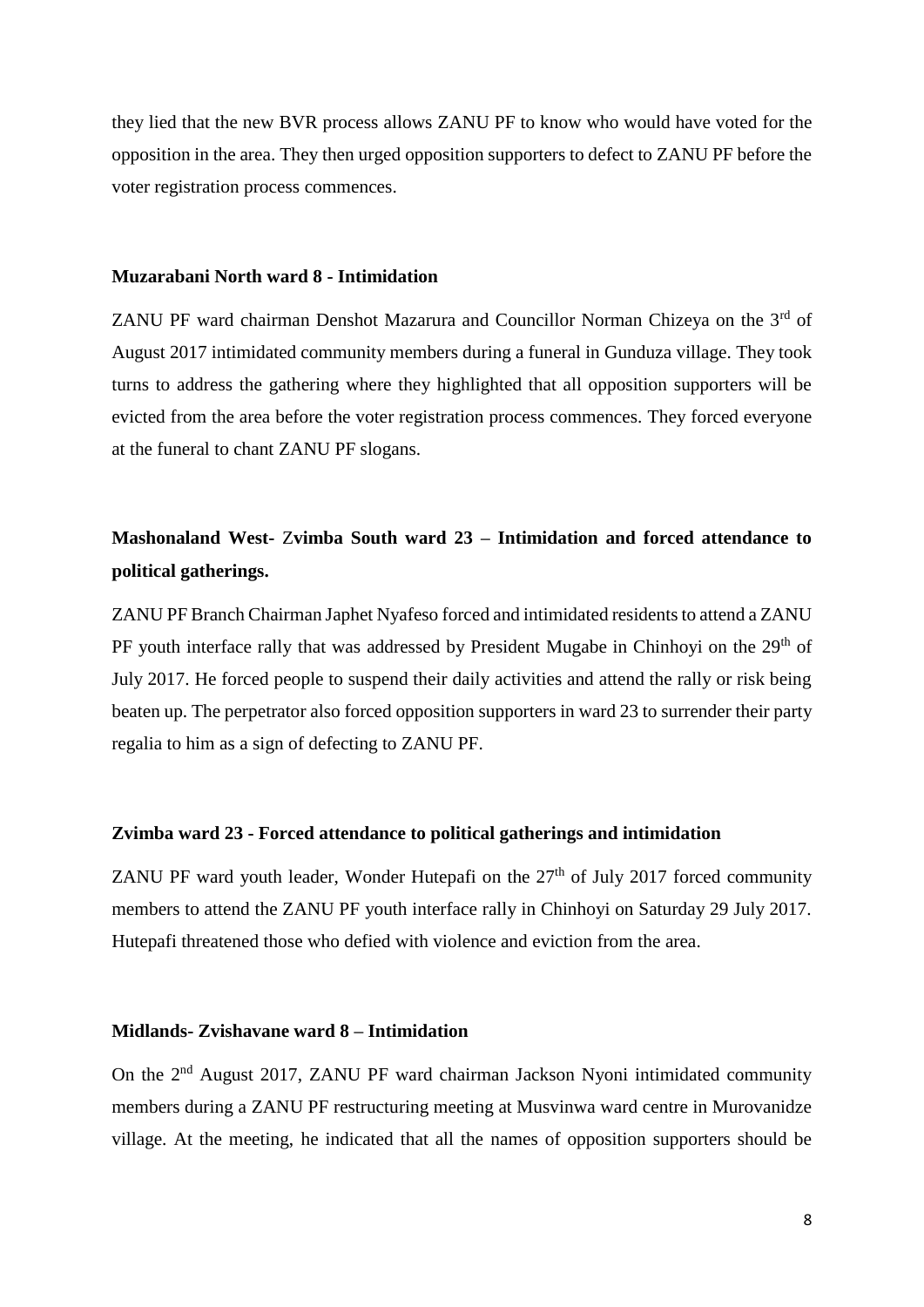they lied that the new BVR process allows ZANU PF to know who would have voted for the opposition in the area. They then urged opposition supporters to defect to ZANU PF before the voter registration process commences.

**Muzarabani North ward 8 - Intimidation**

ZANU PF ward chairman Denshot Mazarura and Councillor Norman Chizeya on the 3rd of August 2017 intimidated community members during a funeral in Gunduza village. They took turns to address the gathering where they highlighted that all opposition supporters will be evicted from the area before the voter registration process commences. They forced everyone at the funeral to chant ZANU PF slogans.

**Mashonaland West- Zvimba South ward 23 – Intimidation and forced attendance to political gatherings.**

ZANU PF Branch Chairman Japhet Nyafeso forced and intimidated residents to attend a ZANU PF youth interface rally that was addressed by President Mugabe in Chinhoyi on the 29th of July 2017. He forced people to suspend their daily activities and attend the rally or risk being beaten up. The perpetrator also forced opposition supporters in ward 23 to surrender their party regalia to him as a sign of defecting to ZANU PF.

**Zvimba ward 23 - Forced attendance to political gatherings and intimidation**

ZANU PF ward youth leader, Wonder Hutepafi on the 27th of July 2017 forced community members to attend the ZANU PF youth interface rally in Chinhoyi on Saturday 29 July 2017. Hutepafi threatened those who defied with violence and eviction from the area.

**Midlands- Zvishavane ward 8 – Intimidation**

On the 2nd August 2017, ZANU PF ward chairman Jackson Nyoni intimidated community members during a ZANU PF restructuring meeting at Musvinwa ward centre in Murovanidze village. At the meeting, he indicated that all the names of opposition supporters should be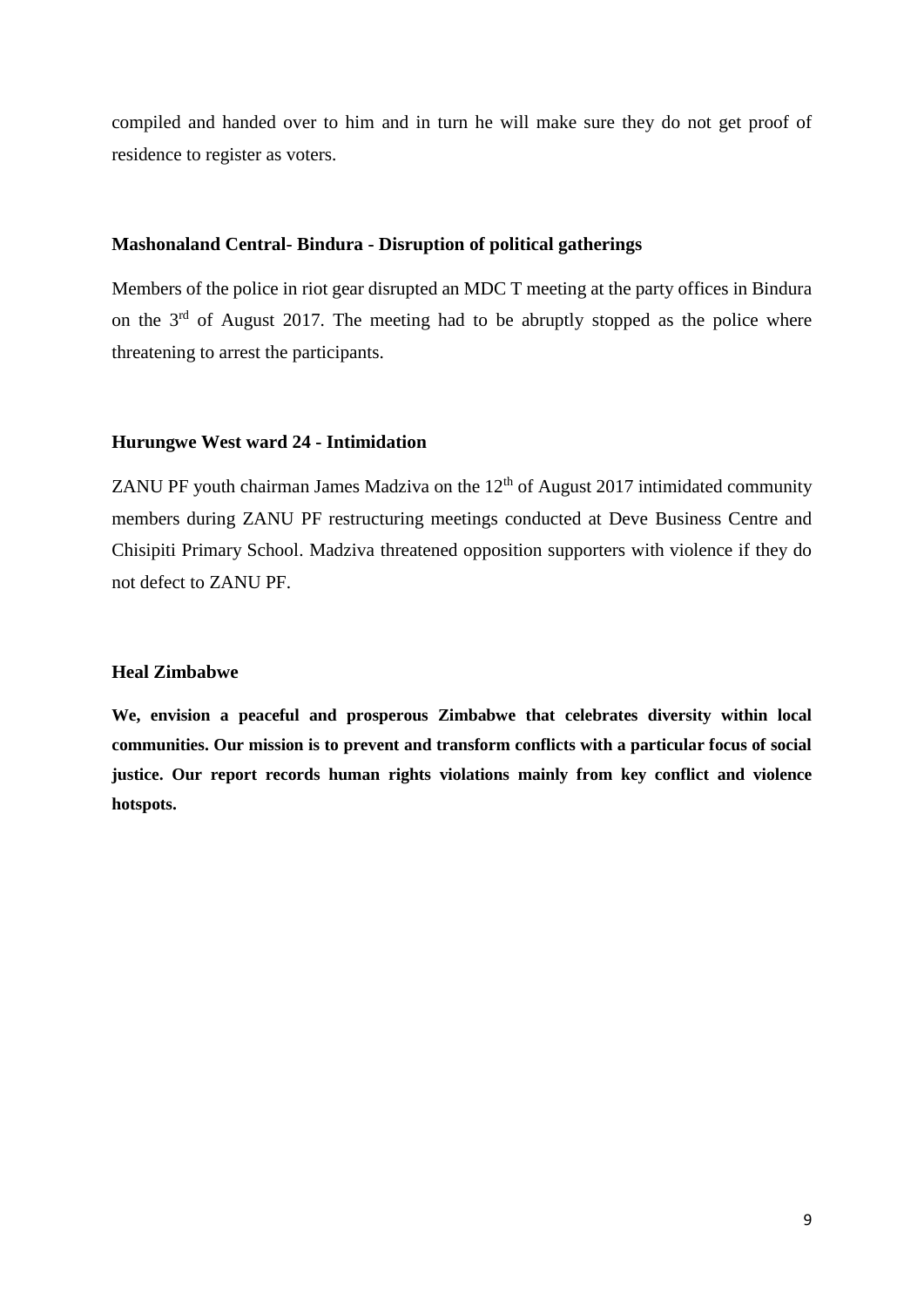compiled and handed over to him and in turn he will make sure they do not get proof of residence to register as voters.

### Mashonaland Central- Bindura - Disruption of political gatherings

Members of the police in riot gear disrupted an MDC T meeting at the party offices in Bindura on the 3rd of August 2017. The meeting had to be abruptly stopped as the police where threatening to arrest the participants.

### Hurungwe West ward 24 - Intimidation

ZANU PF youth chairman James Madziva on the 12th of August 2017 intimidated community members during ZANU PF restructuring meetings conducted at Deve Business Centre and Chisipiti Primary School. Madziva threatened opposition supporters with violence if they do not defect to ZANU PF.

### Heal Zimbabwe

**We, envision a peaceful and prosperous Zimbabwe that celebrates diversity within local communities. Our mission is to prevent and transform conflicts with a particular focus of social justice. Our report records human rights violations mainly from key conflict and violence hotspots.**